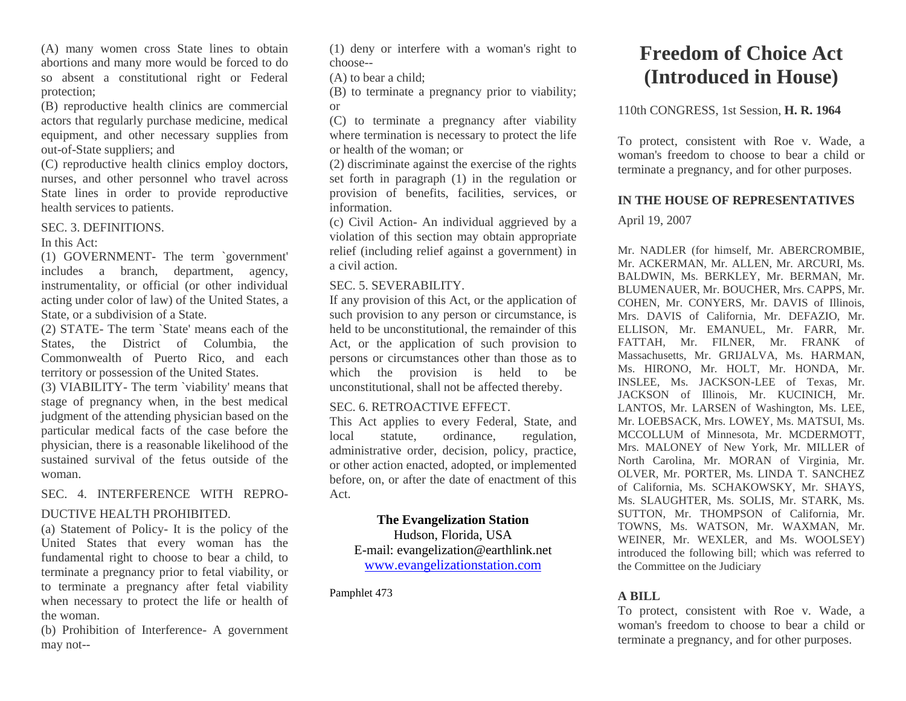# Freedom of Choice Act (Introduced in House)

110th CONGRESS, 1st Session, **H. R. 1964**

To protect, consistent with Roe v. Wade, a woman's freedom to choose to bear a child or terminate a pregnancy, and for other purposes.

**IN THE HOUSE OF REPRESENTATIVES**

April 19, 2007

Mr. NADLER (for himself, Mr. ABERCROMBIE, Mr. ACKERMAN, Mr. ALLEN, Mr. ARCURI, Ms. BALDWIN, Ms. BERKLEY, Mr. BERMAN, Mr. BLUMENAUER, Mr. BOUCHER, Mrs. CAPPS, Mr. COHEN, Mr. CONYERS, Mr. DAVIS of Illinois, Mrs. DAVIS of California, Mr. DEFAZIO, Mr. ELLISON, Mr. EMANUEL, Mr. FARR, Mr. FATTAH, Mr. FILNER, Mr. FRANK of Massachusetts, Mr. GRIJALVA, Ms. HARMAN, Ms. HIRONO, Mr. HOLT, Mr. HONDA, Mr. INSLEE, Ms. JACKSON-LEE of Texas, Mr. JACKSON of Illinois, Mr. KUCINICH, Mr. LANTOS, Mr. LARSEN of Washington, Ms. LEE, Mr. LOEBSACK, Mrs. LOWEY, Ms. MATSUI, Ms. MCCOLLUM of Minnesota, Mr. MCDERMOTT, Mrs. MALONEY of New York, Mr. MILLER of North Carolina, Mr. MORAN of Virginia, Mr. OLVER, Mr. PORTER, Ms. LINDA T. SANCHEZ of California, Ms. SCHAKOWSKY, Mr. SHAYS, Ms. SLAUGHTER, Ms. SOLIS, Mr. STARK, Ms. SUTTON, Mr. THOMPSON of California, Mr. TOWNS, Ms. WATSON, Mr. WAXMAN, Mr. WEINER, Mr. WEXLER, and Ms. WOOLSEY) introduced the following bill; which was referred to the Committee on the Judiciary

**A BILL**

To protect, consistent with Roe v. Wade, a woman's freedom to choose to bear a child or terminate a pregnancy, and for other purposes.

(A) many women cross State lines to obtain abortions and many more would be forced to do so absent a constitutional right or Federal protection;

(B) reproductive health clinics are commercial actors that regularly purchase medicine, medical equipment, and other necessary supplies from out-of-State suppliers; and

(C) reproductive health clinics employ doctors, nurses, and other personnel who travel across State lines in order to provide reproductive health services to patients.

SEC. 3. DEFINITIONS.

In this Act:

(1) GOVERNMENT- The term `government' includes a branch, department, agency, instrumentality, or official (or other individual acting under color of law) of the United States, a State, or a subdivision of a State.

(2) STATE- The term `State' means each of the States, the District of Columbia, the Commonwealth of Puerto Rico, and each territory or possession of the United States.

(3) VIABILITY- The term `viability' means that stage of pregnancy when, in the best medical judgment of the attending physician based on the particular medical facts of the case before the physician, there is a reasonable likelihood of the sustained survival of the fetus outside of the woman.

SEC. 4. INTERFERENCE WITH REPRODUCTIVE HEALTH PROHIBITED.

(a) Statement of Policy- It is the policy of the United States that every woman has the fundamental right to choose to bear a child, to terminate a pregnancy prior to fetal viability, or to terminate a pregnancy after fetal viability when necessary to protect the life or health of the woman.

(b) Prohibition of Interference- A government may not--

(1) deny or interfere with a woman's right to choose--

(A) to bear a child;

(B) to terminate a pregnancy prior to viability; or

(C) to terminate a pregnancy after viability where termination is necessary to protect the life or health of the woman; or

(2) discriminate against the exercise of the rights set forth in paragraph (1) in the regulation or provision of benefits, facilities, services, or information.

(c) Civil Action- An individual aggrieved by a violation of this section may obtain appropriate relief (including relief against a government) in a civil action.

SEC. 5. SEVERABILITY.

If any provision of this Act, or the application of such provision to any person or circumstance, is held to be unconstitutional, the remainder of this Act, or the application of such provision to persons or circumstances other than those as to which the provision is held to be unconstitutional, shall not be affected thereby.

SEC. 6. RETROACTIVE EFFECT.

This Act applies to every Federal, State, and local statute, ordinance, regulation, administrative order, decision, policy, practice, or other action enacted, adopted, or implemented before, on, or after the date of enactment of this Act.

**The Evangelization Station**
Hudson, Florida, USA
E-mail: evangelization@earthlink.net
www.evangelizationstation.com

Pamphlet 473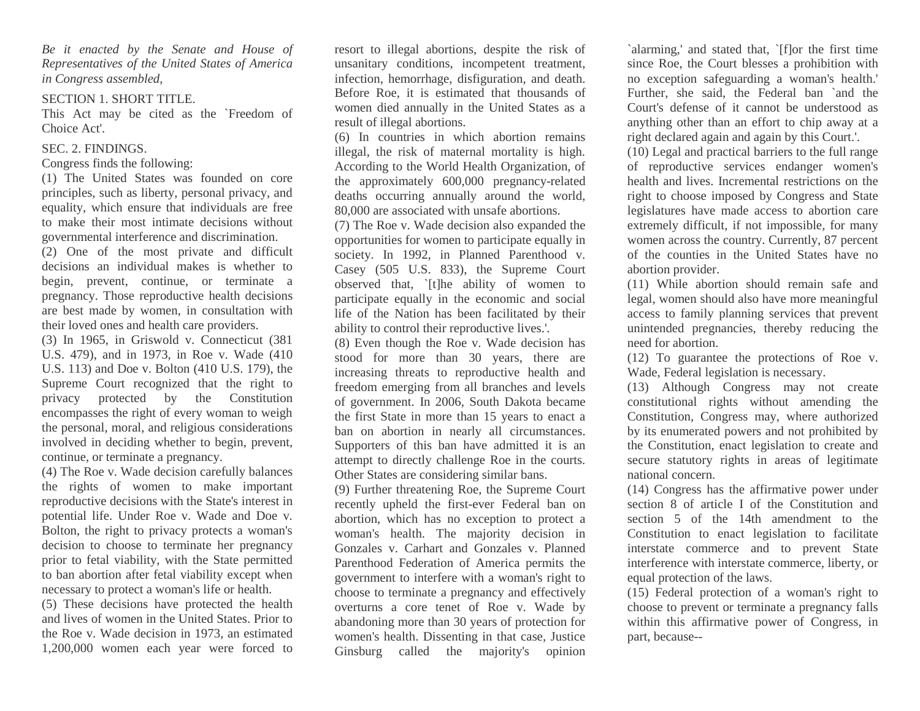*Be it enacted by the Senate and House of Representatives of the United States of America in Congress assembled,*

SECTION 1. SHORT TITLE.

This Act may be cited as the `Freedom of Choice Act'.

SEC. 2. FINDINGS.

Congress finds the following:

(1) The United States was founded on core principles, such as liberty, personal privacy, and equality, which ensure that individuals are free to make their most intimate decisions without governmental interference and discrimination.

(2) One of the most private and difficult decisions an individual makes is whether to begin, prevent, continue, or terminate a pregnancy. Those reproductive health decisions are best made by women, in consultation with their loved ones and health care providers.

(3) In 1965, in Griswold v. Connecticut (381 U.S. 479), and in 1973, in Roe v. Wade (410 U.S. 113) and Doe v. Bolton (410 U.S. 179), the Supreme Court recognized that the right to privacy protected by the Constitution encompasses the right of every woman to weigh the personal, moral, and religious considerations involved in deciding whether to begin, prevent, continue, or terminate a pregnancy.

(4) The Roe v. Wade decision carefully balances the rights of women to make important reproductive decisions with the State's interest in potential life. Under Roe v. Wade and Doe v. Bolton, the right to privacy protects a woman's decision to choose to terminate her pregnancy prior to fetal viability, with the State permitted to ban abortion after fetal viability except when necessary to protect a woman's life or health.

(5) These decisions have protected the health and lives of women in the United States. Prior to the Roe v. Wade decision in 1973, an estimated 1,200,000 women each year were forced to resort to illegal abortions, despite the risk of unsanitary conditions, incompetent treatment, infection, hemorrhage, disfiguration, and death. Before Roe, it is estimated that thousands of women died annually in the United States as a result of illegal abortions.

(6) In countries in which abortion remains illegal, the risk of maternal mortality is high. According to the World Health Organization, of the approximately 600,000 pregnancy-related deaths occurring annually around the world, 80,000 are associated with unsafe abortions.

(7) The Roe v. Wade decision also expanded the opportunities for women to participate equally in society. In 1992, in Planned Parenthood v. Casey (505 U.S. 833), the Supreme Court observed that, `[t]he ability of women to participate equally in the economic and social life of the Nation has been facilitated by their ability to control their reproductive lives.'.

(8) Even though the Roe v. Wade decision has stood for more than 30 years, there are increasing threats to reproductive health and freedom emerging from all branches and levels of government. In 2006, South Dakota became the first State in more than 15 years to enact a ban on abortion in nearly all circumstances. Supporters of this ban have admitted it is an attempt to directly challenge Roe in the courts. Other States are considering similar bans.

(9) Further threatening Roe, the Supreme Court recently upheld the first-ever Federal ban on abortion, which has no exception to protect a woman's health. The majority decision in Gonzales v. Carhart and Gonzales v. Planned Parenthood Federation of America permits the government to interfere with a woman's right to choose to terminate a pregnancy and effectively overturns a core tenet of Roe v. Wade by abandoning more than 30 years of protection for women's health. Dissenting in that case, Justice Ginsburg called the majority's opinion `alarming,' and stated that, `[f]or the first time since Roe, the Court blesses a prohibition with no exception safeguarding a woman's health.' Further, she said, the Federal ban `and the Court's defense of it cannot be understood as anything other than an effort to chip away at a right declared again and again by this Court.'.

(10) Legal and practical barriers to the full range of reproductive services endanger women's health and lives. Incremental restrictions on the right to choose imposed by Congress and State legislatures have made access to abortion care extremely difficult, if not impossible, for many women across the country. Currently, 87 percent of the counties in the United States have no abortion provider.

(11) While abortion should remain safe and legal, women should also have more meaningful access to family planning services that prevent unintended pregnancies, thereby reducing the need for abortion.

(12) To guarantee the protections of Roe v. Wade, Federal legislation is necessary.

(13) Although Congress may not create constitutional rights without amending the Constitution, Congress may, where authorized by its enumerated powers and not prohibited by the Constitution, enact legislation to create and secure statutory rights in areas of legitimate national concern.

(14) Congress has the affirmative power under section 8 of article I of the Constitution and section 5 of the 14th amendment to the Constitution to enact legislation to facilitate interstate commerce and to prevent State interference with interstate commerce, liberty, or equal protection of the laws.

(15) Federal protection of a woman's right to choose to prevent or terminate a pregnancy falls within this affirmative power of Congress, in part, because--